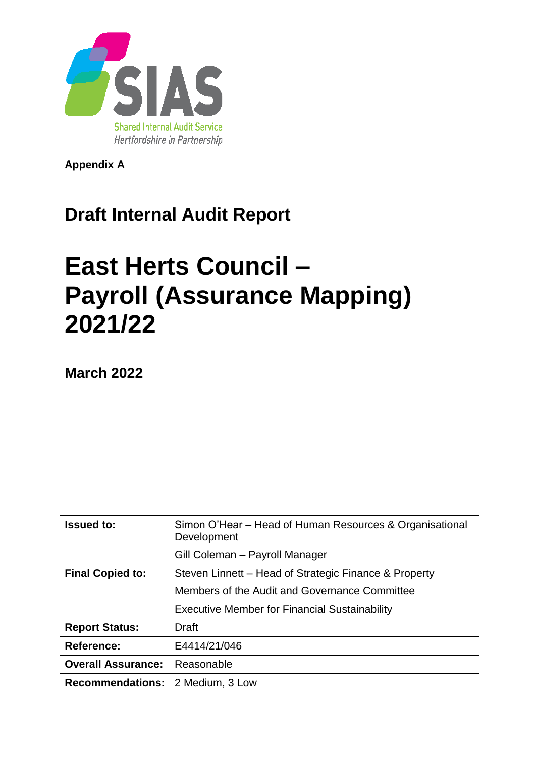SIAS

Shared Internal Audit Service

*Hertfordshire in Partnership*

**Appendix A**

## Draft Internal Audit Report

# East Herts Council – Payroll (Assurance Mapping) 2021/22

**March 2022**

| | |
|---|---|
| **Issued to:** | Simon O'Hear – Head of Human Resources & Organisational Development |
| | Gill Coleman – Payroll Manager |
| **Final Copied to:** | Steven Linnett – Head of Strategic Finance & Property |
| | Members of the Audit and Governance Committee |
| | Executive Member for Financial Sustainability |
| **Report Status:** | Draft |
| **Reference:** | E4414/21/046 |
| **Overall Assurance:** | Reasonable |
| **Recommendations:** | 2 Medium, 3 Low |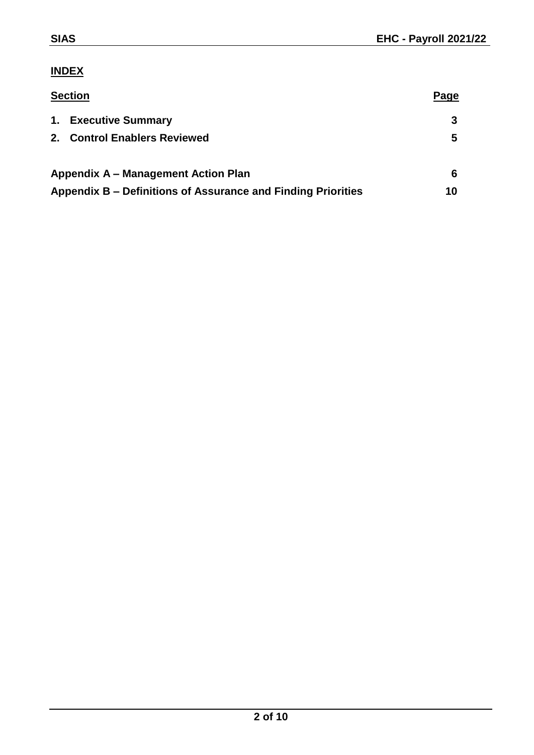## INDEX

| Section | Page |
|---|---|
| **1. Executive Summary** | **3** |
| **2. Control Enablers Reviewed** | **5** |
| | |
| **Appendix A – Management Action Plan** | **6** |
| **Appendix B – Definitions of Assurance and Finding Priorities** | **10** |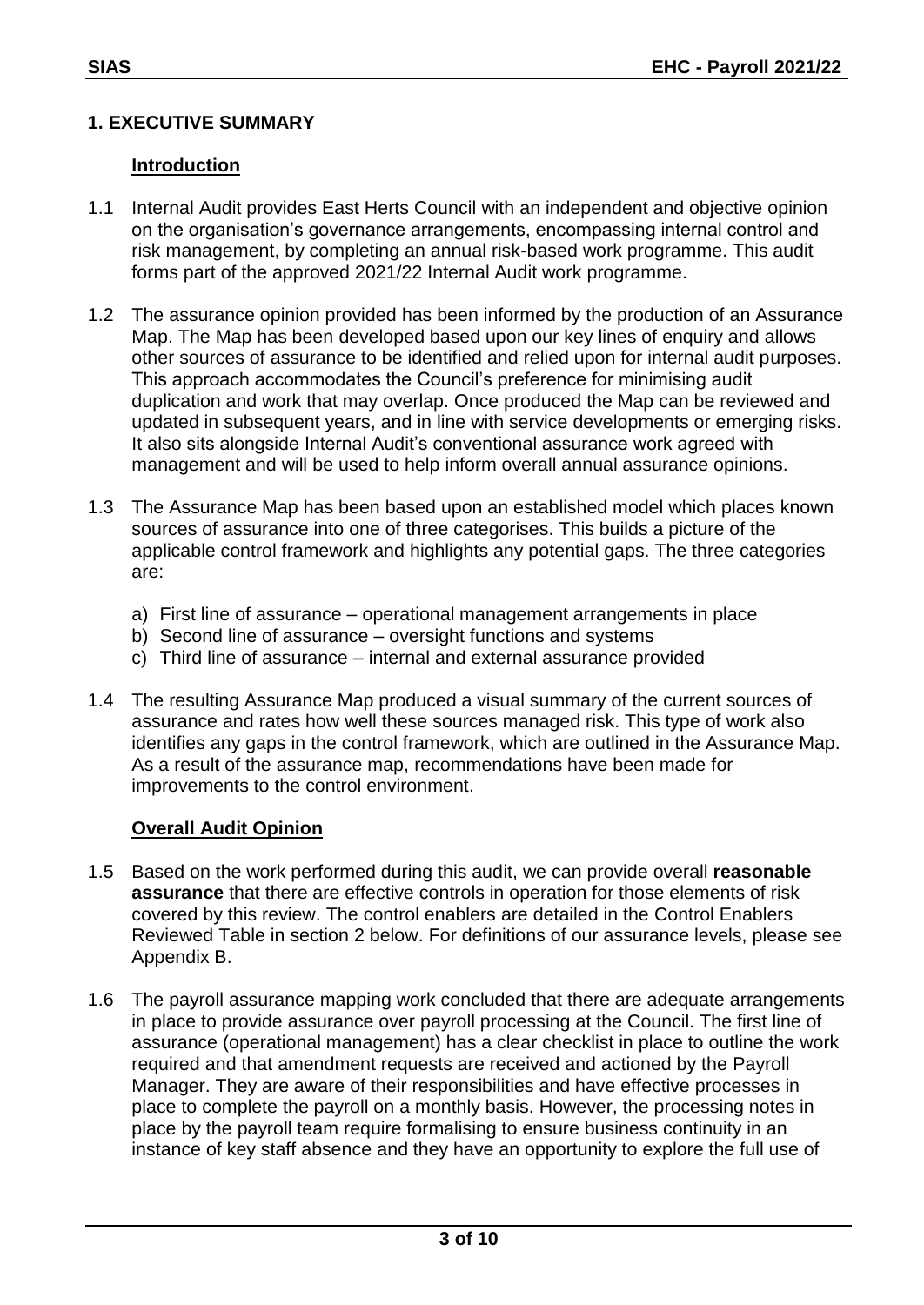## 1. EXECUTIVE SUMMARY

### Introduction

1.1 Internal Audit provides East Herts Council with an independent and objective opinion on the organisation's governance arrangements, encompassing internal control and risk management, by completing an annual risk-based work programme. This audit forms part of the approved 2021/22 Internal Audit work programme.

1.2 The assurance opinion provided has been informed by the production of an Assurance Map. The Map has been developed based upon our key lines of enquiry and allows other sources of assurance to be identified and relied upon for internal audit purposes. This approach accommodates the Council's preference for minimising audit duplication and work that may overlap. Once produced the Map can be reviewed and updated in subsequent years, and in line with service developments or emerging risks. It also sits alongside Internal Audit's conventional assurance work agreed with management and will be used to help inform overall annual assurance opinions.

1.3 The Assurance Map has been based upon an established model which places known sources of assurance into one of three categorises. This builds a picture of the applicable control framework and highlights any potential gaps. The three categories are:

a) First line of assurance – operational management arrangements in place
b) Second line of assurance – oversight functions and systems
c) Third line of assurance – internal and external assurance provided

1.4 The resulting Assurance Map produced a visual summary of the current sources of assurance and rates how well these sources managed risk. This type of work also identifies any gaps in the control framework, which are outlined in the Assurance Map. As a result of the assurance map, recommendations have been made for improvements to the control environment.

### Overall Audit Opinion

1.5 Based on the work performed during this audit, we can provide overall **reasonable assurance** that there are effective controls in operation for those elements of risk covered by this review. The control enablers are detailed in the Control Enablers Reviewed Table in section 2 below. For definitions of our assurance levels, please see Appendix B.

1.6 The payroll assurance mapping work concluded that there are adequate arrangements in place to provide assurance over payroll processing at the Council. The first line of assurance (operational management) has a clear checklist in place to outline the work required and that amendment requests are received and actioned by the Payroll Manager. They are aware of their responsibilities and have effective processes in place to complete the payroll on a monthly basis. However, the processing notes in place by the payroll team require formalising to ensure business continuity in an instance of key staff absence and they have an opportunity to explore the full use of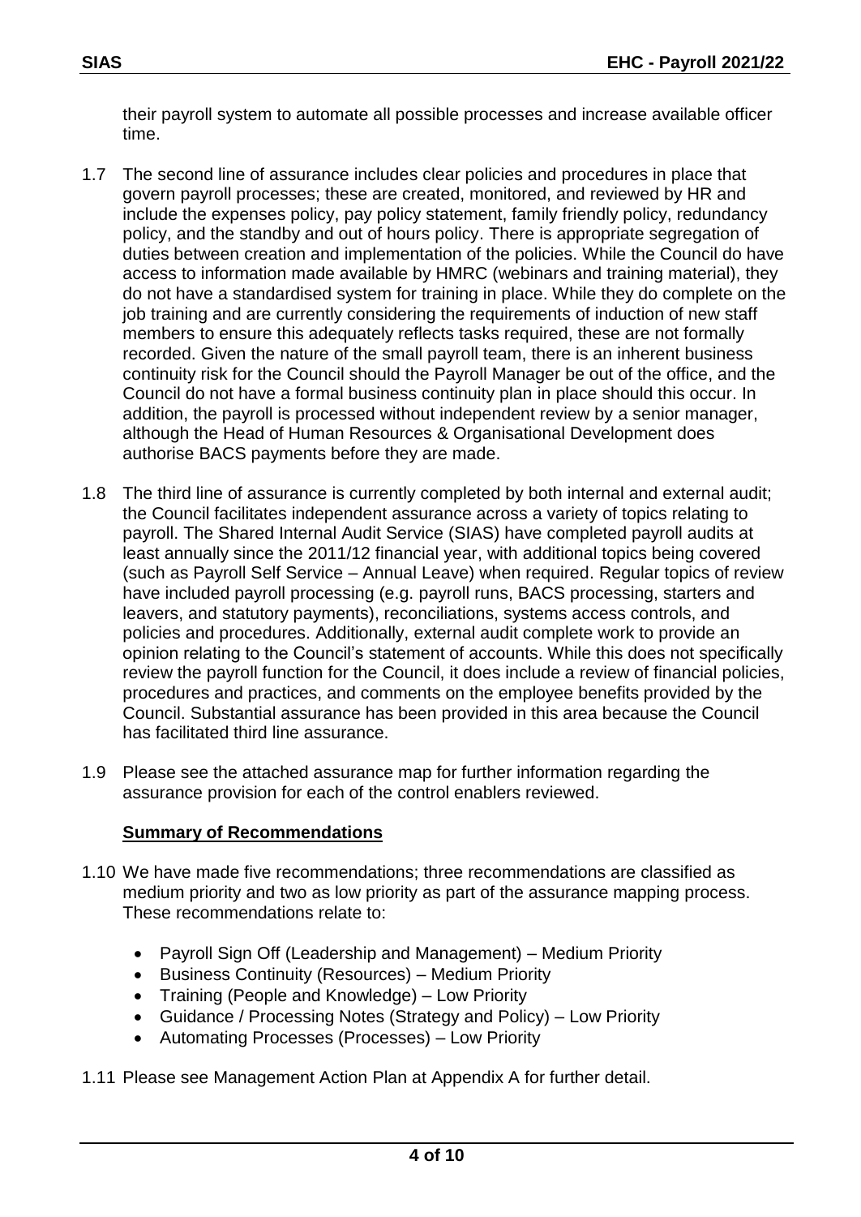their payroll system to automate all possible processes and increase available officer time.

1.7 The second line of assurance includes clear policies and procedures in place that govern payroll processes; these are created, monitored, and reviewed by HR and include the expenses policy, pay policy statement, family friendly policy, redundancy policy, and the standby and out of hours policy. There is appropriate segregation of duties between creation and implementation of the policies. While the Council do have access to information made available by HMRC (webinars and training material), they do not have a standardised system for training in place. While they do complete on the job training and are currently considering the requirements of induction of new staff members to ensure this adequately reflects tasks required, these are not formally recorded. Given the nature of the small payroll team, there is an inherent business continuity risk for the Council should the Payroll Manager be out of the office, and the Council do not have a formal business continuity plan in place should this occur. In addition, the payroll is processed without independent review by a senior manager, although the Head of Human Resources & Organisational Development does authorise BACS payments before they are made.

1.8 The third line of assurance is currently completed by both internal and external audit; the Council facilitates independent assurance across a variety of topics relating to payroll. The Shared Internal Audit Service (SIAS) have completed payroll audits at least annually since the 2011/12 financial year, with additional topics being covered (such as Payroll Self Service – Annual Leave) when required. Regular topics of review have included payroll processing (e.g. payroll runs, BACS processing, starters and leavers, and statutory payments), reconciliations, systems access controls, and policies and procedures. Additionally, external audit complete work to provide an opinion relating to the Council's statement of accounts. While this does not specifically review the payroll function for the Council, it does include a review of financial policies, procedures and practices, and comments on the employee benefits provided by the Council. Substantial assurance has been provided in this area because the Council has facilitated third line assurance.

1.9 Please see the attached assurance map for further information regarding the assurance provision for each of the control enablers reviewed.

**Summary of Recommendations**

1.10 We have made five recommendations; three recommendations are classified as medium priority and two as low priority as part of the assurance mapping process. These recommendations relate to:

- Payroll Sign Off (Leadership and Management) – Medium Priority
- Business Continuity (Resources) – Medium Priority
- Training (People and Knowledge) – Low Priority
- Guidance / Processing Notes (Strategy and Policy) – Low Priority
- Automating Processes (Processes) – Low Priority

1.11 Please see Management Action Plan at Appendix A for further detail.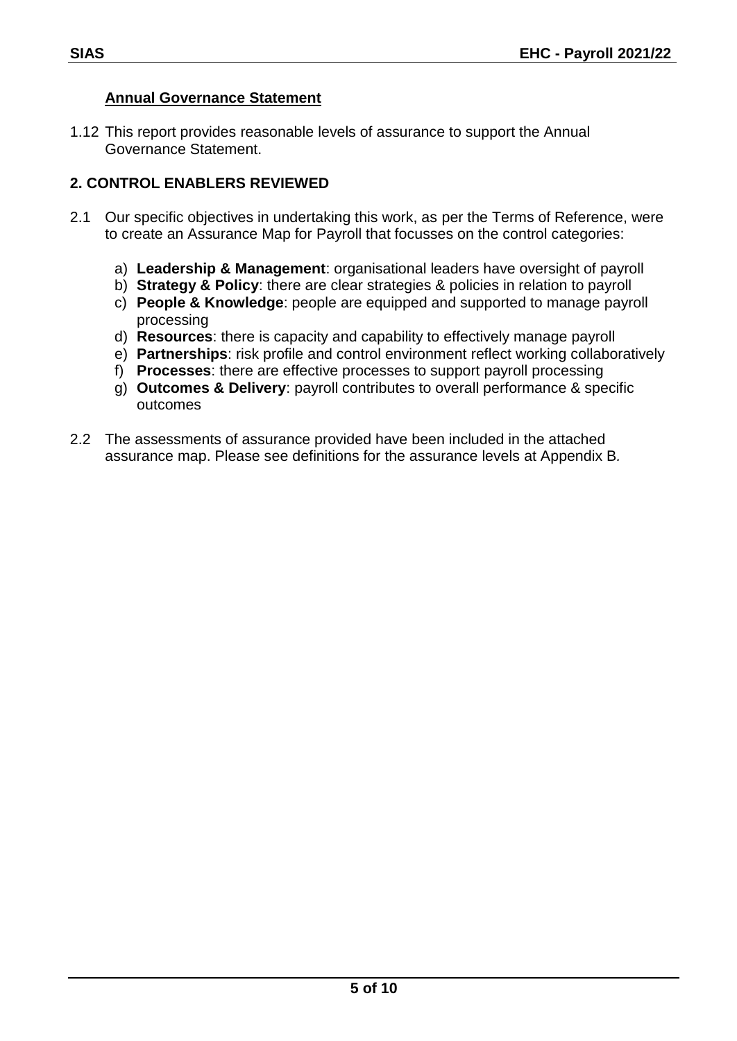### Annual Governance Statement

1.12 This report provides reasonable levels of assurance to support the Annual Governance Statement.

## 2. CONTROL ENABLERS REVIEWED

2.1 Our specific objectives in undertaking this work, as per the Terms of Reference, were to create an Assurance Map for Payroll that focusses on the control categories:

a) **Leadership & Management**: organisational leaders have oversight of payroll
b) **Strategy & Policy**: there are clear strategies & policies in relation to payroll
c) **People & Knowledge**: people are equipped and supported to manage payroll processing
d) **Resources**: there is capacity and capability to effectively manage payroll
e) **Partnerships**: risk profile and control environment reflect working collaboratively
f) **Processes**: there are effective processes to support payroll processing
g) **Outcomes & Delivery**: payroll contributes to overall performance & specific outcomes

2.2 The assessments of assurance provided have been included in the attached assurance map. Please see definitions for the assurance levels at Appendix B.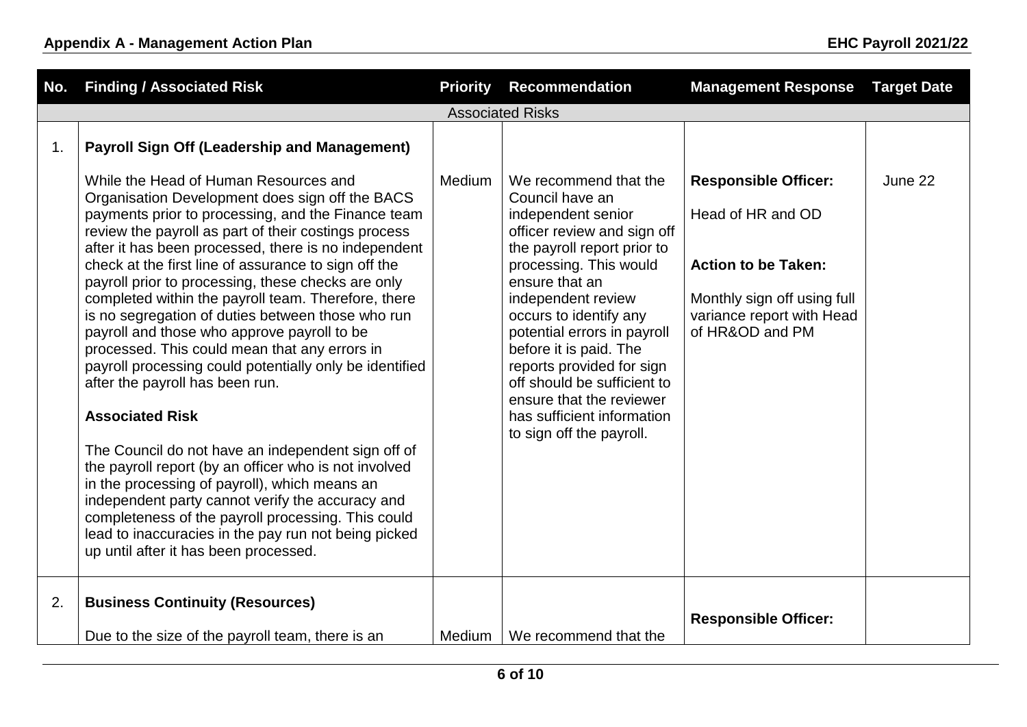## Appendix A - Management Action Plan

**EHC Payroll 2021/22**

| No. | Finding / Associated Risk | Priority | Recommendation | Management Response | Target Date |
|---|---|---|---|---|---|
| | Associated Risks | | | | |
| 1. | **Payroll Sign Off (Leadership and Management)**<br><br>While the Head of Human Resources and Organisation Development does sign off the BACS payments prior to processing, and the Finance team review the payroll as part of their costings process after it has been processed, there is no independent check at the first line of assurance to sign off the payroll prior to processing, these checks are only completed within the payroll team. Therefore, there is no segregation of duties between those who run payroll and those who approve payroll to be processed. This could mean that any errors in payroll processing could potentially only be identified after the payroll has been run.<br><br>**Associated Risk**<br><br>The Council do not have an independent sign off of the payroll report (by an officer who is not involved in the processing of payroll), which means an independent party cannot verify the accuracy and completeness of the payroll processing. This could lead to inaccuracies in the pay run not being picked up until after it has been processed. | Medium | We recommend that the Council have an independent senior officer review and sign off the payroll report prior to processing. This would ensure that an independent review occurs to identify any potential errors in payroll before it is paid. The reports provided for sign off should be sufficient to ensure that the reviewer has sufficient information to sign off the payroll. | **Responsible Officer:**<br><br>Head of HR and OD<br><br>**Action to be Taken:**<br><br>Monthly sign off using full variance report with Head of HR&OD and PM | June 22 |
| 2. | **Business Continuity (Resources)**<br><br>Due to the size of the payroll team, there is an | Medium | We recommend that the | **Responsible Officer:** | |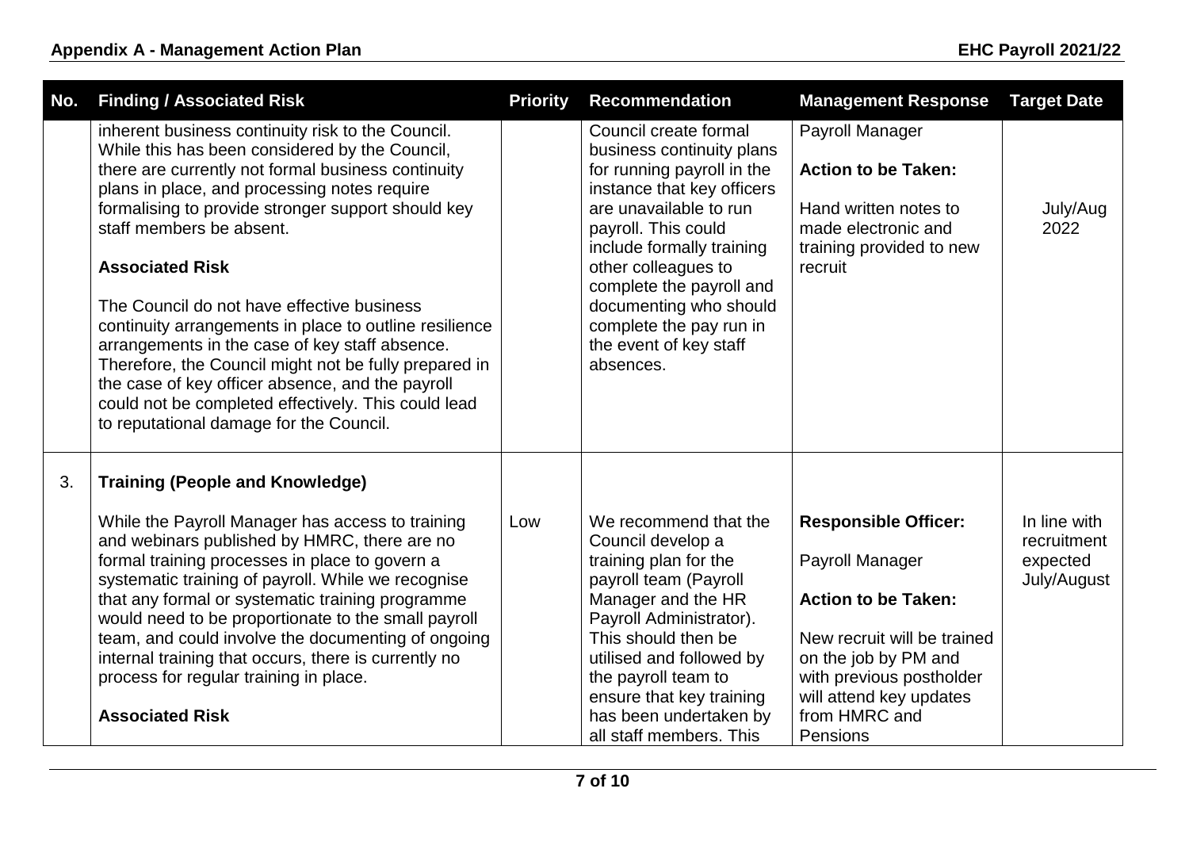| No. | Finding / Associated Risk | Priority | Recommendation | Management Response | Target Date |
|---|---|---|---|---|---|
| | inherent business continuity risk to the Council. While this has been considered by the Council, there are currently not formal business continuity plans in place, and processing notes require formalising to provide stronger support should key staff members be absent.<br><br>**Associated Risk**<br><br>The Council do not have effective business continuity arrangements in place to outline resilience arrangements in the case of key staff absence. Therefore, the Council might not be fully prepared in the case of key officer absence, and the payroll could not be completed effectively. This could lead to reputational damage for the Council. | | Council create formal business continuity plans for running payroll in the instance that key officers are unavailable to run payroll. This could include formally training other colleagues to complete the payroll and documenting who should complete the pay run in the event of key staff absences. | Payroll Manager<br><br>**Action to be Taken:**<br><br>Hand written notes to made electronic and training provided to new recruit | July/Aug 2022 |
| 3. | **Training (People and Knowledge)**<br><br>While the Payroll Manager has access to training and webinars published by HMRC, there are no formal training processes in place to govern a systematic training of payroll. While we recognise that any formal or systematic training programme would need to be proportionate to the small payroll team, and could involve the documenting of ongoing internal training that occurs, there is currently no process for regular training in place.<br><br>**Associated Risk** | Low | We recommend that the Council develop a training plan for the payroll team (Payroll Manager and the HR Payroll Administrator). This should then be utilised and followed by the payroll team to ensure that key training has been undertaken by all staff members. This | **Responsible Officer:**<br><br>Payroll Manager<br><br>**Action to be Taken:**<br><br>New recruit will be trained on the job by PM and with previous postholder will attend key updates from HMRC and Pensions | In line with recruitment expected July/August |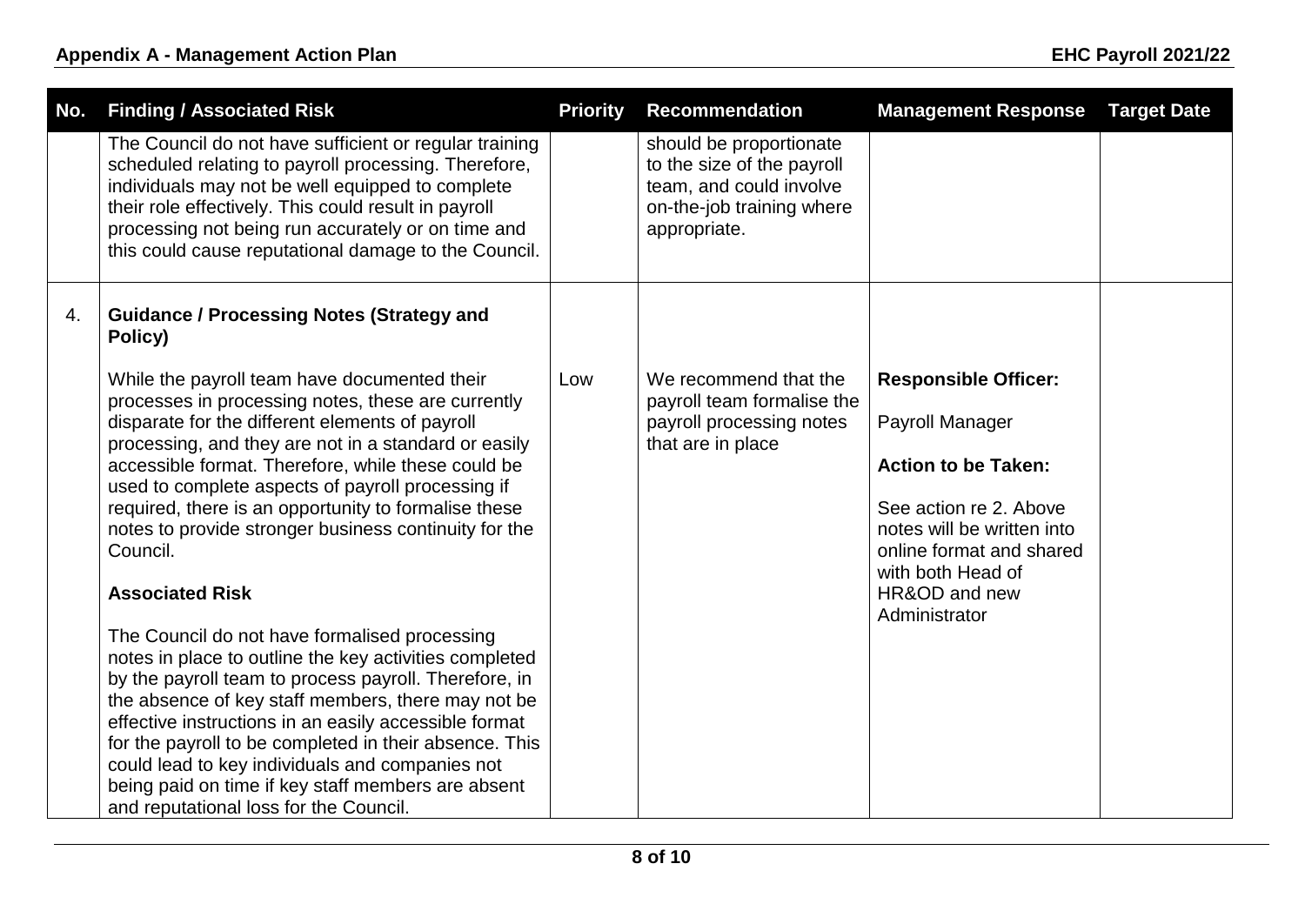| No. | Finding / Associated Risk | Priority | Recommendation | Management Response | Target Date |
|---|---|---|---|---|---|
| | The Council do not have sufficient or regular training scheduled relating to payroll processing. Therefore, individuals may not be well equipped to complete their role effectively. This could result in payroll processing not being run accurately or on time and this could cause reputational damage to the Council. | | should be proportionate to the size of the payroll team, and could involve on-the-job training where appropriate. | | |
| 4. | **Guidance / Processing Notes (Strategy and Policy)**<br><br>While the payroll team have documented their processes in processing notes, these are currently disparate for the different elements of payroll processing, and they are not in a standard or easily accessible format. Therefore, while these could be used to complete aspects of payroll processing if required, there is an opportunity to formalise these notes to provide stronger business continuity for the Council.<br><br>**Associated Risk**<br><br>The Council do not have formalised processing notes in place to outline the key activities completed by the payroll team to process payroll. Therefore, in the absence of key staff members, there may not be effective instructions in an easily accessible format for the payroll to be completed in their absence. This could lead to key individuals and companies not being paid on time if key staff members are absent and reputational loss for the Council. | Low | We recommend that the payroll team formalise the payroll processing notes that are in place | **Responsible Officer:**<br><br>Payroll Manager<br><br>**Action to be Taken:**<br><br>See action re 2. Above notes will be written into online format and shared with both Head of HR&OD and new Administrator | |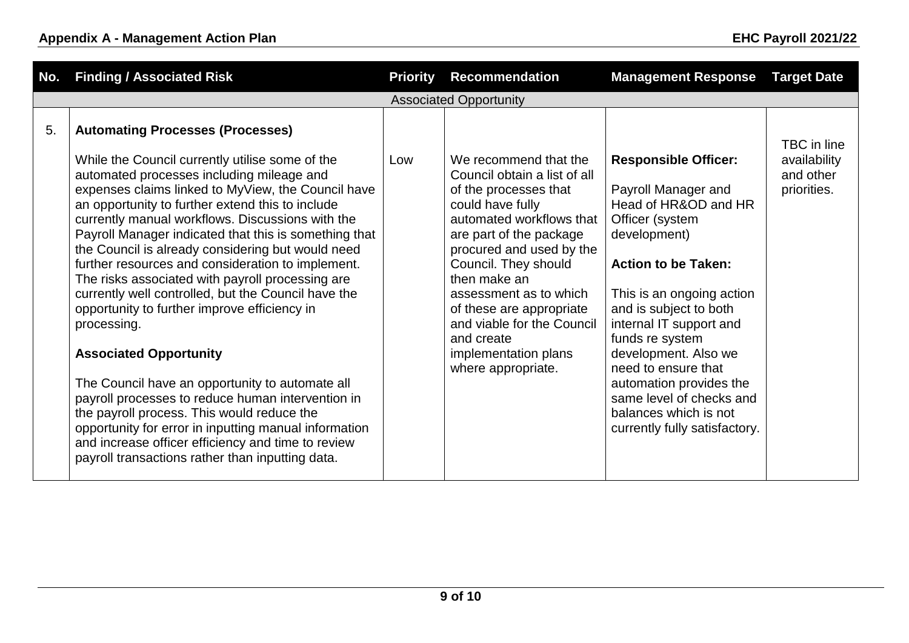| No. | Finding / Associated Risk | Priority | Recommendation | Management Response | Target Date |
|---|---|---|---|---|---|
| | | | Associated Opportunity | | |
| 5. | **Automating Processes (Processes)**<br><br>While the Council currently utilise some of the automated processes including mileage and expenses claims linked to MyView, the Council have an opportunity to further extend this to include currently manual workflows. Discussions with the Payroll Manager indicated that this is something that the Council is already considering but would need further resources and consideration to implement. The risks associated with payroll processing are currently well controlled, but the Council have the opportunity to further improve efficiency in processing.<br><br>**Associated Opportunity**<br><br>The Council have an opportunity to automate all payroll processes to reduce human intervention in the payroll process. This would reduce the opportunity for error in inputting manual information and increase officer efficiency and time to review payroll transactions rather than inputting data. | Low | We recommend that the Council obtain a list of all of the processes that could have fully automated workflows that are part of the package procured and used by the Council. They should then make an assessment as to which of these are appropriate and viable for the Council and create implementation plans where appropriate. | **Responsible Officer:**<br><br>Payroll Manager and Head of HR&OD and HR Officer (system development)<br><br>**Action to be Taken:**<br><br>This is an ongoing action and is subject to both internal IT support and funds re system development. Also we need to ensure that automation provides the same level of checks and balances which is not currently fully satisfactory. | TBC in line availability and other priorities. |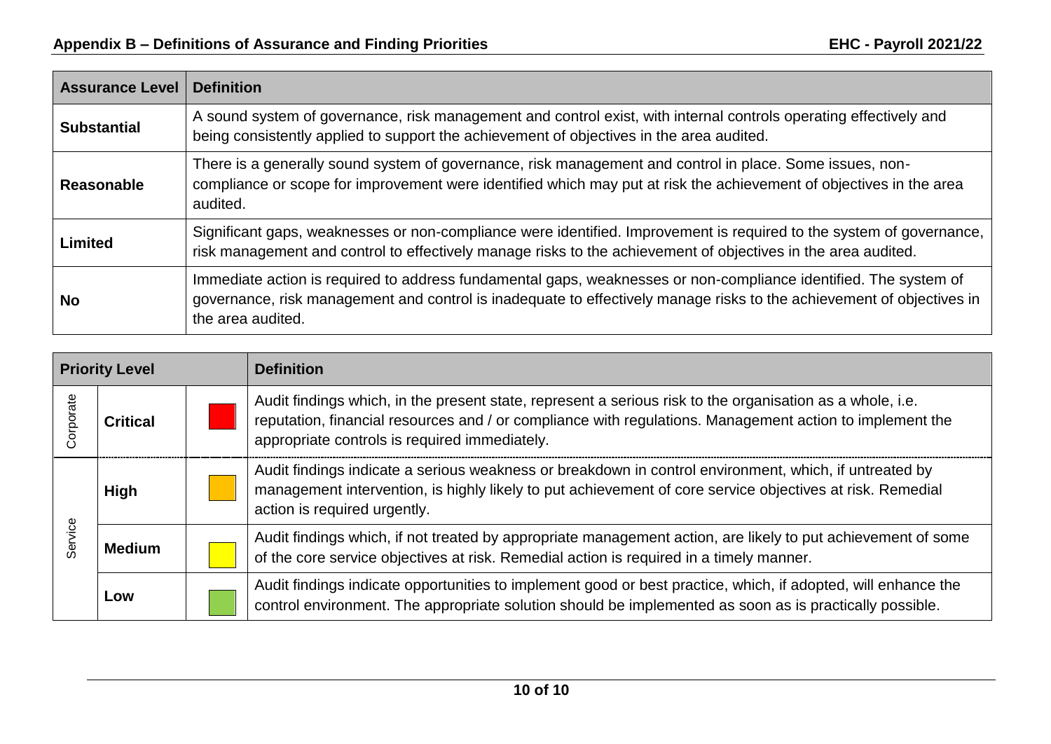## Appendix B – Definitions of Assurance and Finding Priorities

| Assurance Level | Definition |
|---|---|
| **Substantial** | A sound system of governance, risk management and control exist, with internal controls operating effectively and being consistently applied to support the achievement of objectives in the area audited. |
| **Reasonable** | There is a generally sound system of governance, risk management and control in place. Some issues, non-compliance or scope for improvement were identified which may put at risk the achievement of objectives in the area audited. |
| **Limited** | Significant gaps, weaknesses or non-compliance were identified. Improvement is required to the system of governance, risk management and control to effectively manage risks to the achievement of objectives in the area audited. |
| **No** | Immediate action is required to address fundamental gaps, weaknesses or non-compliance identified. The system of governance, risk management and control is inadequate to effectively manage risks to the achievement of objectives in the area audited. |

| Priority Level | | | Definition |
|---|---|---|---|
| Corporate | **Critical** | | Audit findings which, in the present state, represent a serious risk to the organisation as a whole, i.e. reputation, financial resources and / or compliance with regulations. Management action to implement the appropriate controls is required immediately. |
| Service | **High** | | Audit findings indicate a serious weakness or breakdown in control environment, which, if untreated by management intervention, is highly likely to put achievement of core service objectives at risk. Remedial action is required urgently. |
| | **Medium** | | Audit findings which, if not treated by appropriate management action, are likely to put achievement of some of the core service objectives at risk. Remedial action is required in a timely manner. |
| | **Low** | | Audit findings indicate opportunities to implement good or best practice, which, if adopted, will enhance the control environment. The appropriate solution should be implemented as soon as is practically possible. |